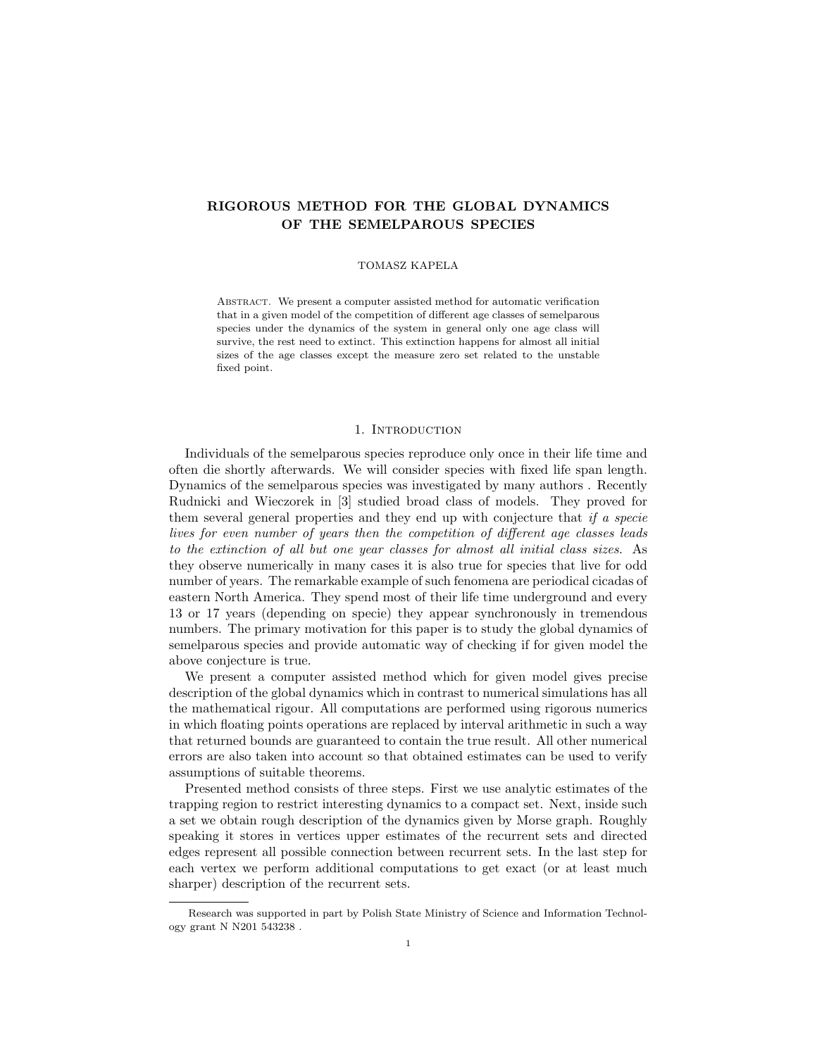# RIGOROUS METHOD FOR THE GLOBAL DYNAMICS OF THE SEMELPAROUS SPECIES

TOMASZ KAPELA

Abstract. We present a computer assisted method for automatic verification that in a given model of the competition of different age classes of semelparous species under the dynamics of the system in general only one age class will survive, the rest need to extinct. This extinction happens for almost all initial sizes of the age classes except the measure zero set related to the unstable fixed point.

## 1. Introduction

Individuals of the semelparous species reproduce only once in their life time and often die shortly afterwards. We will consider species with fixed life span length. Dynamics of the semelparous species was investigated by many authors . Recently Rudnicki and Wieczorek in [3] studied broad class of models. They proved for them several general properties and they end up with conjecture that *if a specie lives for even number of years then the competition of different age classes leads to the extinction of all but one year classes for almost all initial class sizes.* As they observe numerically in many cases it is also true for species that live for odd number of years. The remarkable example of such fenomena are periodical cicadas of eastern North America. They spend most of their life time underground and every 13 or 17 years (depending on specie) they appear synchronously in tremendous numbers. The primary motivation for this paper is to study the global dynamics of semelparous species and provide automatic way of checking if for given model the above conjecture is true.

We present a computer assisted method which for given model gives precise description of the global dynamics which in contrast to numerical simulations has all the mathematical rigour. All computations are performed using rigorous numerics in which floating points operations are replaced by interval arithmetic in such a way that returned bounds are guaranteed to contain the true result. All other numerical errors are also taken into account so that obtained estimates can be used to verify assumptions of suitable theorems.

Presented method consists of three steps. First we use analytic estimates of the trapping region to restrict interesting dynamics to a compact set. Next, inside such a set we obtain rough description of the dynamics given by Morse graph. Roughly speaking it stores in vertices upper estimates of the recurrent sets and directed edges represent all possible connection between recurrent sets. In the last step for each vertex we perform additional computations to get exact (or at least much sharper) description of the recurrent sets.

---

Research was supported in part by Polish State Ministry of Science and Information Technology grant N N201 543238 .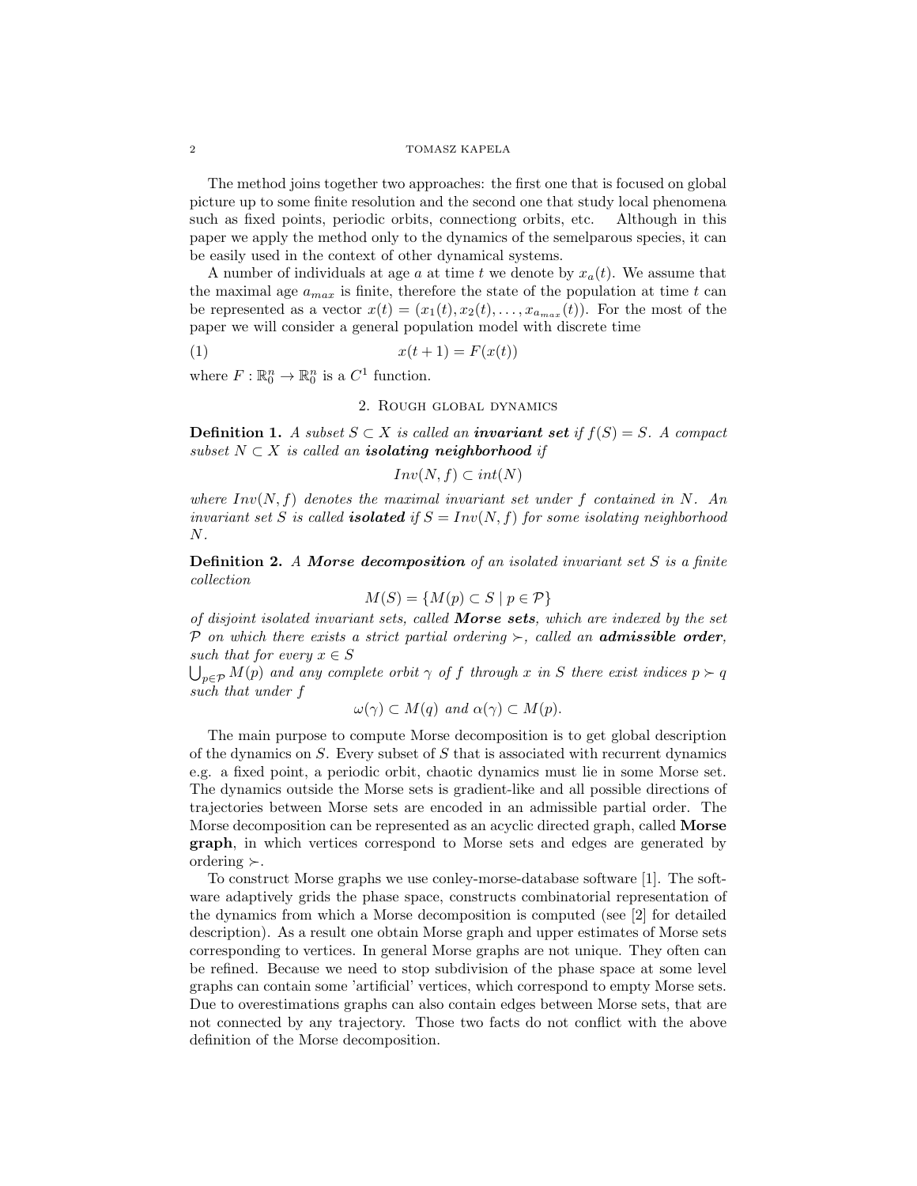The method joins together two approaches: the first one that is focused on global picture up to some finite resolution and the second one that study local phenomena such as fixed points, periodic orbits, connectiong orbits, etc. Although in this paper we apply the method only to the dynamics of the semelparous species, it can be easily used in the context of other dynamical systems.

A number of individuals at age $a$ at time $t$ we denote by $x_a(t)$. We assume that the maximal age $a_{max}$ is finite, therefore the state of the population at time $t$ can be represented as a vector $x(t) = (x_1(t), x_2(t), \ldots, x_{a_{max}}(t))$. For the most of the paper we will consider a general population model with discrete time

$$x(t+1) = F(x(t)) \tag{1}$$

where $F : \mathbb{R}_0^n \to \mathbb{R}_0^n$ is a $C^1$ function.

## 2. Rough global dynamics

**Definition 1.** *A subset $S \subset X$ is called an **invariant set** if $f(S) = S$. A compact subset $N \subset X$ is called an **isolating neighborhood** if*

$$Inv(N, f) \subset int(N)$$

*where $Inv(N, f)$ denotes the maximal invariant set under $f$ contained in $N$. An invariant set $S$ is called **isolated** if $S = Inv(N, f)$ for some isolating neighborhood $N$.*

**Definition 2.** *A **Morse decomposition** of an isolated invariant set $S$ is a finite collection*

$$M(S) = \{M(p) \subset S \mid p \in \mathcal{P}\}$$

*of disjoint isolated invariant sets, called **Morse sets**, which are indexed by the set $\mathcal{P}$ on which there exists a strict partial ordering $\succ$, called an **admissible order**, such that for every $x \in S$*
*$\bigcup_{p\in\mathcal{P}} M(p)$ and any complete orbit $\gamma$ of $f$ through $x$ in $S$ there exist indices $p \succ q$ such that under $f$*

$$\omega(\gamma) \subset M(q) \text{ and } \alpha(\gamma) \subset M(p).$$

The main purpose to compute Morse decomposition is to get global description of the dynamics on $S$. Every subset of $S$ that is associated with recurrent dynamics e.g. a fixed point, a periodic orbit, chaotic dynamics must lie in some Morse set. The dynamics outside the Morse sets is gradient-like and all possible directions of trajectories between Morse sets are encoded in an admissible partial order. The Morse decomposition can be represented as an acyclic directed graph, called **Morse graph**, in which vertices correspond to Morse sets and edges are generated by ordering $\succ$.

To construct Morse graphs we use conley-morse-database software [1]. The software adaptively grids the phase space, constructs combinatorial representation of the dynamics from which a Morse decomposition is computed (see [2] for detailed description). As a result one obtain Morse graph and upper estimates of Morse sets corresponding to vertices. In general Morse graphs are not unique. They often can be refined. Because we need to stop subdivision of the phase space at some level graphs can contain some 'artificial' vertices, which correspond to empty Morse sets. Due to overestimations graphs can also contain edges between Morse sets, that are not connected by any trajectory. Those two facts do not conflict with the above definition of the Morse decomposition.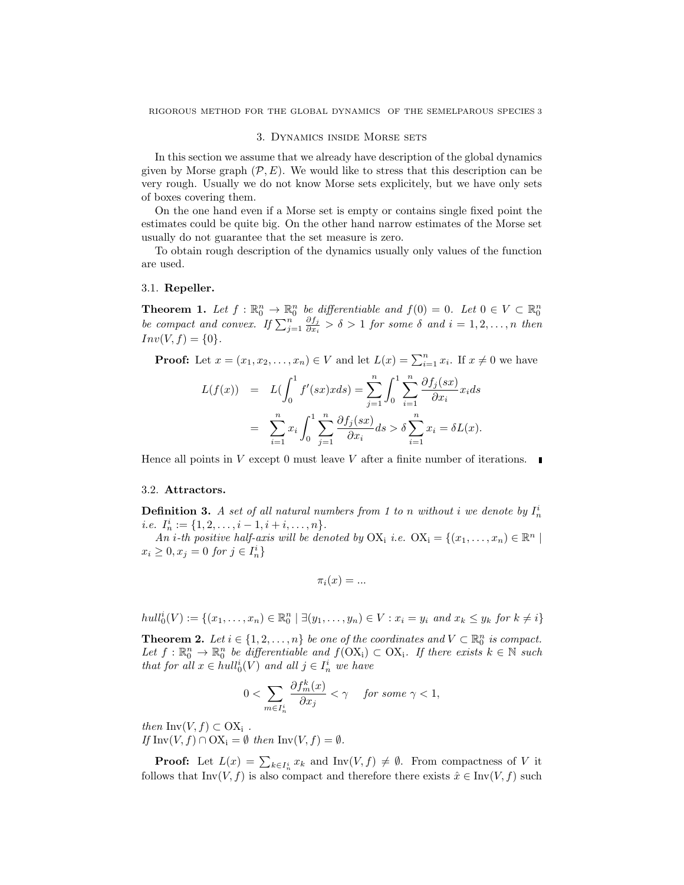## 3. Dynamics inside Morse sets

In this section we assume that we already have description of the global dynamics given by Morse graph $(\mathcal{P}, E)$. We would like to stress that this description can be very rough. Usually we do not know Morse sets explicitely, but we have only sets of boxes covering them.

On the one hand even if a Morse set is empty or contains single fixed point the estimates could be quite big. On the other hand narrow estimates of the Morse set usually do not guarantee that the set measure is zero.

To obtain rough description of the dynamics usually only values of the function are used.

### 3.1. **Repeller.**

**Theorem 1.** *Let $f : \mathbb{R}^n_0 \to \mathbb{R}^n_0$ be differentiable and $f(0) = 0$. Let $0 \in V \subset \mathbb{R}^n_0$ be compact and convex. If $\sum_{j=1}^n \frac{\partial f_j}{\partial x_i} > \delta > 1$ for some $\delta$ and $i = 1, 2, \ldots, n$ then $Inv(V, f) = \{0\}$.*

**Proof:** Let $x = (x_1, x_2, \ldots, x_n) \in V$ and let $L(x) = \sum_{i=1}^n x_i$. If $x \neq 0$ we have

$$
\begin{aligned}
L(f(x)) &= L(\int_0^1 f'(sx)xds) = \sum_{j=1}^n \int_0^1 \sum_{i=1}^n \frac{\partial f_j(sx)}{\partial x_i} x_i ds \\
&= \sum_{i=1}^n x_i \int_0^1 \sum_{j=1}^n \frac{\partial f_j(sx)}{\partial x_i} ds > \delta \sum_{i=1}^n x_i = \delta L(x).
\end{aligned}
$$

Hence all points in $V$ except 0 must leave $V$ after a finite number of iterations. ∎

### 3.2. **Attractors.**

**Definition 3.** *A set of all natural numbers from 1 to n without i we denote by $I_n^i$ i.e. $I_n^i := \{1, 2, \ldots, i-1, i+i, \ldots, n\}$.*

*An i-th positive half-axis will be denoted by $\mathrm{OX_i}$ i.e. $\mathrm{OX_i} = \{(x_1, \ldots, x_n) \in \mathbb{R}^n \mid x_i \geq 0, x_j = 0 \text{ for } j \in I_n^i\}$*

$$
\pi_i(x) = ...
$$

$$
hull_0^i(V) := \{(x_1, \ldots, x_n) \in \mathbb{R}^n_0 \mid \exists (y_1, \ldots, y_n) \in V : x_i = y_i \text{ and } x_k \leq y_k \text{ for } k \neq i\}
$$

**Theorem 2.** *Let $i \in \{1, 2, \ldots, n\}$ be one of the coordinates and $V \subset \mathbb{R}^n_0$ is compact. Let $f : \mathbb{R}^n_0 \to \mathbb{R}^n_0$ be differentiable and $f(\mathrm{OX_i}) \subset \mathrm{OX_i}$. If there exists $k \in \mathbb{N}$ such that for all $x \in hull_0^i(V)$ and all $j \in I_n^i$ we have*

$$
0 < \sum_{m \in I_n^i} \frac{\partial f_m^k(x)}{\partial x_j} < \gamma \quad \text{for some } \gamma < 1,
$$

*then $\mathrm{Inv}(V, f) \subset \mathrm{OX_i}$ .*
*If $\mathrm{Inv}(V, f) \cap \mathrm{OX_i} = \emptyset$ then $\mathrm{Inv}(V, f) = \emptyset$.*

**Proof:** Let $L(x) = \sum_{k \in I_n^i} x_k$ and $\mathrm{Inv}(V, f) \neq \emptyset$. From compactness of $V$ it follows that $\mathrm{Inv}(V, f)$ is also compact and therefore there exists $\hat{x} \in \mathrm{Inv}(V, f)$ such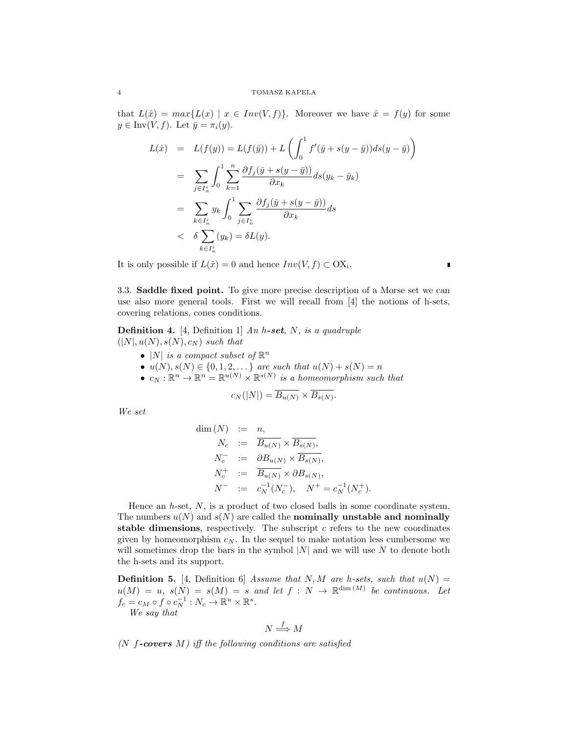that $L(\hat{x}) = max\{L(x) \mid x \in Inv(V,f)\}$. Moreover we have $\hat{x} = f(y)$ for some $y \in \text{Inv}(V,f)$. Let $\bar{y} = \pi_i(y)$.

$$
\begin{aligned}
L(\hat{x}) &= L(f(y)) = L(f(\bar{y})) + L\left(\int_0^1 f'(\bar{y} + s(y-\bar{y}))ds(y-\bar{y})\right) \\
&= \sum_{j \in I_n^i} \int_0^1 \sum_{k=1}^n \frac{\partial f_j(\bar{y} + s(y-\bar{y}))}{\partial x_k} ds(y_k - \bar{y}_k) \\
&= \sum_{k \in I_n^i} y_k \int_0^1 \sum_{j \in I_n^i} \frac{\partial f_j(\bar{y} + s(y-\bar{y}))}{\partial x_k} ds \\
&< \delta \sum_{k \in I_n^i} (y_k) = \delta L(y).
\end{aligned}
$$

It is only possible if $L(\hat{x}) = 0$ and hence $Inv(V,f) \subset \text{OX}_\text{i}$. ∎

### 3.3. Saddle fixed point.

To give more precise description of a Morse set we can use also more general tools. First we will recall from [4] the notions of h-sets, covering relations, cones conditions.

**Definition 4.** [4, Definition 1] *An h-**set**, $N$, is a quadruple $(|N|, u(N), s(N), c_N)$ such that*

- *$|N|$ is a compact subset of $\mathbb{R}^n$*
- *$u(N), s(N) \in \{0, 1, 2, \dots\}$ are such that $u(N) + s(N) = n$*
- *$c_N : \mathbb{R}^n \to \mathbb{R}^n = \mathbb{R}^{u(N)} \times \mathbb{R}^{s(N)}$ is a homeomorphism such that*

$$c_N(|N|) = \overline{B_{u(N)}} \times \overline{B_{s(N)}}.$$

*We set*

$$
\begin{aligned}
\dim(N) &:= n, \\
N_c &:= \overline{B_{u(N)}} \times \overline{B_{s(N)}}, \\
N_c^- &:= \partial B_{u(N)} \times \overline{B_{s(N)}}, \\
N_c^+ &:= \overline{B_{u(N)}} \times \partial B_{s(N)}, \\
N^- &:= c_N^{-1}(N_c^-), \quad N^+ = c_N^{-1}(N_c^+).
\end{aligned}
$$

Hence an $h$-set, $N$, is a product of two closed balls in some coordinate system. The numbers $u(N)$ and $s(N)$ are called the **nominally unstable and nominally stable dimensions**, respectively. The subscript $c$ refers to the new coordinates given by homeomorphism $c_N$. In the sequel to make notation less cumbersome we will sometimes drop the bars in the symbol $|N|$ and we will use $N$ to denote both the h-sets and its support.

**Definition 5.** [4, Definition 6] *Assume that $N, M$ are h-sets, such that $u(N) = u(M) = u$, $s(N) = s(M) = s$ and let $f : N \to \mathbb{R}^{\dim(M)}$ be continuous. Let $f_c = c_M \circ f \circ c_N^{-1} : N_c \to \mathbb{R}^u \times \mathbb{R}^s$.*

*We say that*

$$N \overset{f}{\Longrightarrow} M$$

*($N$ $f$-**covers** $M$) iff the following conditions are satisfied*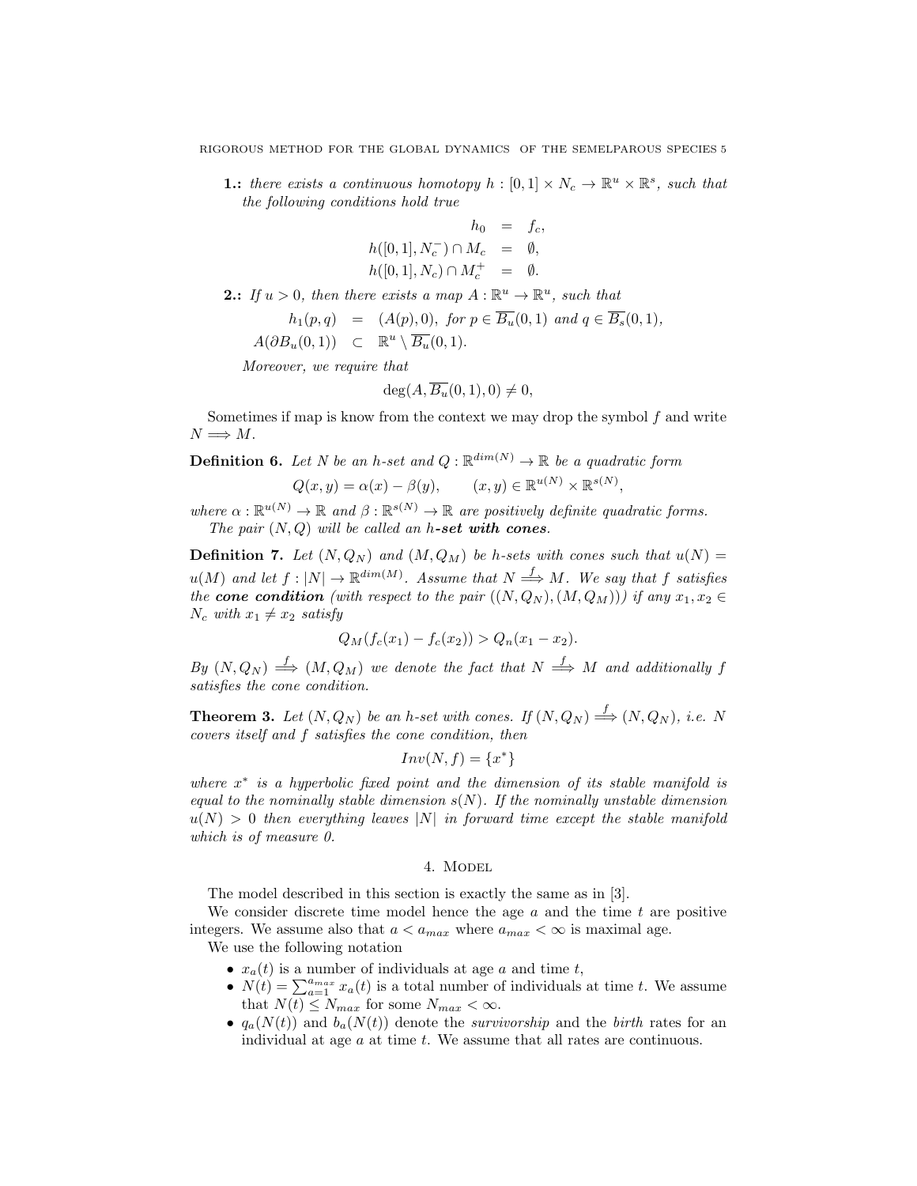**1.:** *there exists a continuous homotopy $h : [0,1] \times N_c \to \mathbb{R}^u \times \mathbb{R}^s$, such that the following conditions hold true*

$$
\begin{aligned}
h_0 &= f_c, \\
h([0,1], N_c^-) \cap M_c &= \emptyset, \\
h([0,1], N_c) \cap M_c^+ &= \emptyset.
\end{aligned}
$$

**2.:** *If $u > 0$, then there exists a map $A : \mathbb{R}^u \to \mathbb{R}^u$, such that*

$$
\begin{aligned}
h_1(p,q) &= (A(p), 0), \text{ for } p \in \overline{B_u}(0,1) \text{ and } q \in \overline{B_s}(0,1), \\
A(\partial B_u(0,1)) &\subset \mathbb{R}^u \setminus \overline{B_u}(0,1).
\end{aligned}
$$

*Moreover, we require that*

$$
\deg(A, \overline{B_u}(0,1), 0) \neq 0,
$$

Sometimes if map is know from the context we may drop the symbol $f$ and write $N \Longrightarrow M$.

**Definition 6.** *Let $N$ be an h-set and $Q : \mathbb{R}^{dim(N)} \to \mathbb{R}$ be a quadratic form*

$$
Q(x,y) = \alpha(x) - \beta(y), \qquad (x,y) \in \mathbb{R}^{u(N)} \times \mathbb{R}^{s(N)},
$$

*where $\alpha : \mathbb{R}^{u(N)} \to \mathbb{R}$ and $\beta : \mathbb{R}^{s(N)} \to \mathbb{R}$ are positively definite quadratic forms.*

*The pair $(N, Q)$ will be called an **h-set with cones**.*

**Definition 7.** *Let $(N, Q_N)$ and $(M, Q_M)$ be h-sets with cones such that $u(N) = u(M)$ and let $f : |N| \to \mathbb{R}^{dim(M)}$. Assume that $N \overset{f}{\Longrightarrow} M$. We say that $f$ satisfies the **cone condition** (with respect to the pair $((N, Q_N), (M, Q_M))$) if any $x_1, x_2 \in N_c$ with $x_1 \neq x_2$ satisfy*

$$
Q_M(f_c(x_1) - f_c(x_2)) > Q_n(x_1 - x_2).
$$

*By $(N, Q_N) \overset{f}{\Longrightarrow} (M, Q_M)$ we denote the fact that $N \overset{f}{\Longrightarrow} M$ and additionally $f$ satisfies the cone condition.*

**Theorem 3.** *Let $(N, Q_N)$ be an h-set with cones. If $(N, Q_N) \overset{f}{\Longrightarrow} (N, Q_N)$, i.e. $N$ covers itself and $f$ satisfies the cone condition, then*

$$
Inv(N, f) = \{x^*\}
$$

*where $x^*$ is a hyperbolic fixed point and the dimension of its stable manifold is equal to the nominally stable dimension $s(N)$. If the nominally unstable dimension $u(N) > 0$ then everything leaves $|N|$ in forward time except the stable manifold which is of measure 0.*

## 4. Model

The model described in this section is exactly the same as in [3].

We consider discrete time model hence the age $a$ and the time $t$ are positive integers. We assume also that $a < a_{max}$ where $a_{max} < \infty$ is maximal age.

We use the following notation

- $x_a(t)$ is a number of individuals at age $a$ and time $t$,
- $N(t) = \sum_{a=1}^{a_{max}} x_a(t)$ is a total number of individuals at time $t$. We assume that $N(t) \leq N_{max}$ for some $N_{max} < \infty$.
- $q_a(N(t))$ and $b_a(N(t))$ denote the *survivorship* and the *birth* rates for an individual at age $a$ at time $t$. We assume that all rates are continuous.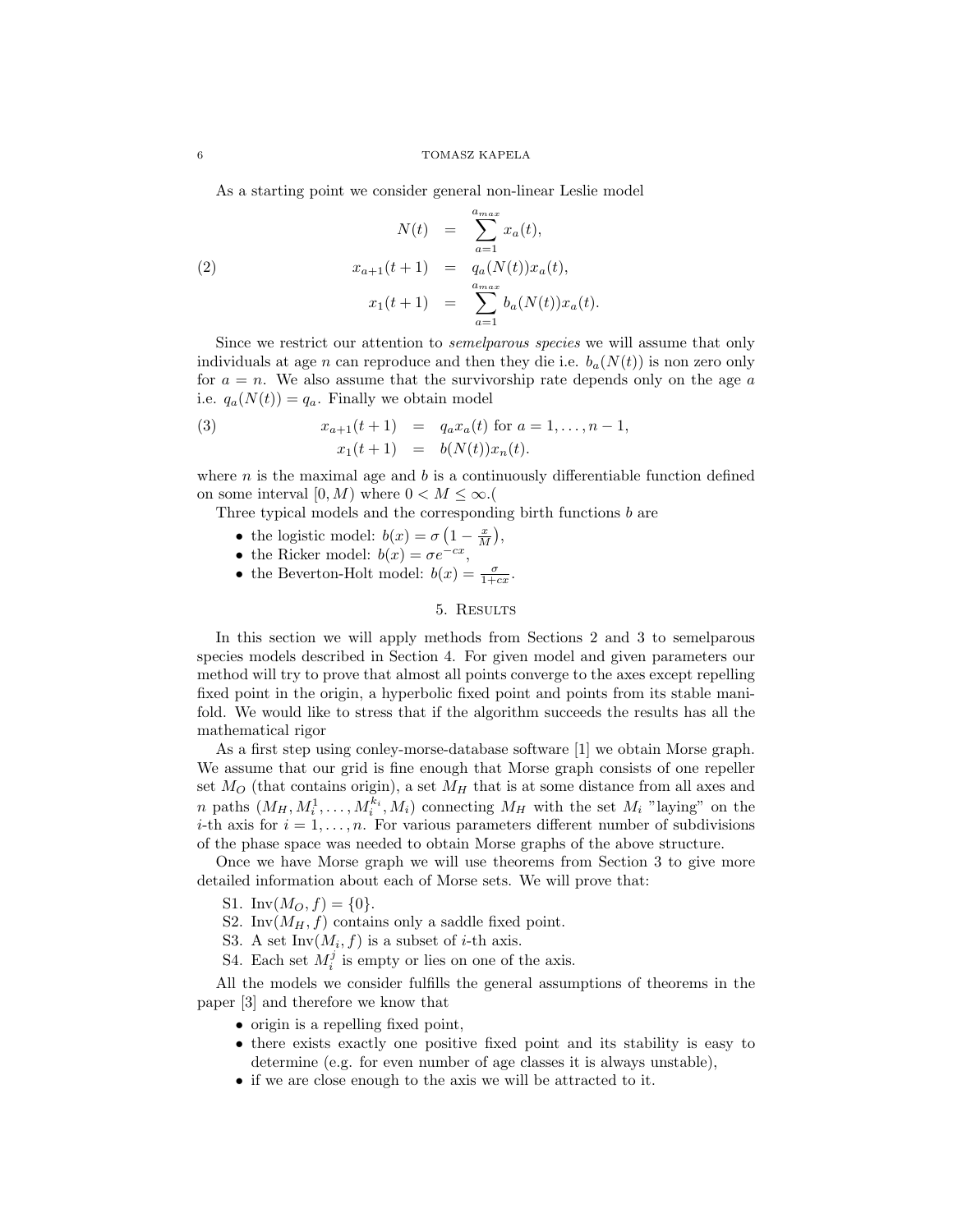As a starting point we consider general non-linear Leslie model

$$
\begin{aligned}
N(t) &= \sum_{a=1}^{a_{max}} x_a(t), \\
x_{a+1}(t+1) &= q_a(N(t))x_a(t), \\
x_1(t+1) &= \sum_{a=1}^{a_{max}} b_a(N(t))x_a(t).
\end{aligned}
\tag{2}
$$

Since we restrict our attention to *semelparous species* we will assume that only individuals at age $n$ can reproduce and then they die i.e. $b_a(N(t))$ is non zero only for $a = n$. We also assume that the survivorship rate depends only on the age $a$ i.e. $q_a(N(t)) = q_a$. Finally we obtain model

$$
\begin{aligned}
x_{a+1}(t+1) &= q_a x_a(t) \text{ for } a = 1, \ldots, n-1, \\
x_1(t+1) &= b(N(t))x_n(t).
\end{aligned}
\tag{3}
$$

where $n$ is the maximal age and $b$ is a continuously differentiable function defined on some interval $[0, M)$ where $0 < M \leq \infty$.(

Three typical models and the corresponding birth functions $b$ are

- the logistic model: $b(x) = \sigma\left(1 - \frac{x}{M}\right)$,
- the Ricker model: $b(x) = \sigma e^{-cx}$,
- the Beverton-Holt model: $b(x) = \frac{\sigma}{1+cx}$.

## 5. Results

In this section we will apply methods from Sections 2 and 3 to semelparous species models described in Section 4. For given model and given parameters our method will try to prove that almost all points converge to the axes except repelling fixed point in the origin, a hyperbolic fixed point and points from its stable manifold. We would like to stress that if the algorithm succeeds the results has all the mathematical rigor

As a first step using conley-morse-database software [1] we obtain Morse graph. We assume that our grid is fine enough that Morse graph consists of one repeller set $M_O$ (that contains origin), a set $M_H$ that is at some distance from all axes and $n$ paths $(M_H, M_i^1, \ldots, M_i^{k_i}, M_i)$ connecting $M_H$ with the set $M_i$ "laying" on the $i$-th axis for $i = 1, \ldots, n$. For various parameters different number of subdivisions of the phase space was needed to obtain Morse graphs of the above structure.

Once we have Morse graph we will use theorems from Section 3 to give more detailed information about each of Morse sets. We will prove that:

- S1. $\text{Inv}(M_O, f) = \{0\}$.
- S2. $\text{Inv}(M_H, f)$ contains only a saddle fixed point.
- S3. A set $\text{Inv}(M_i, f)$ is a subset of $i$-th axis.
- S4. Each set $M_i^j$ is empty or lies on one of the axis.

All the models we consider fulfills the general assumptions of theorems in the paper [3] and therefore we know that

- origin is a repelling fixed point,
- there exists exactly one positive fixed point and its stability is easy to determine (e.g. for even number of age classes it is always unstable),
- if we are close enough to the axis we will be attracted to it.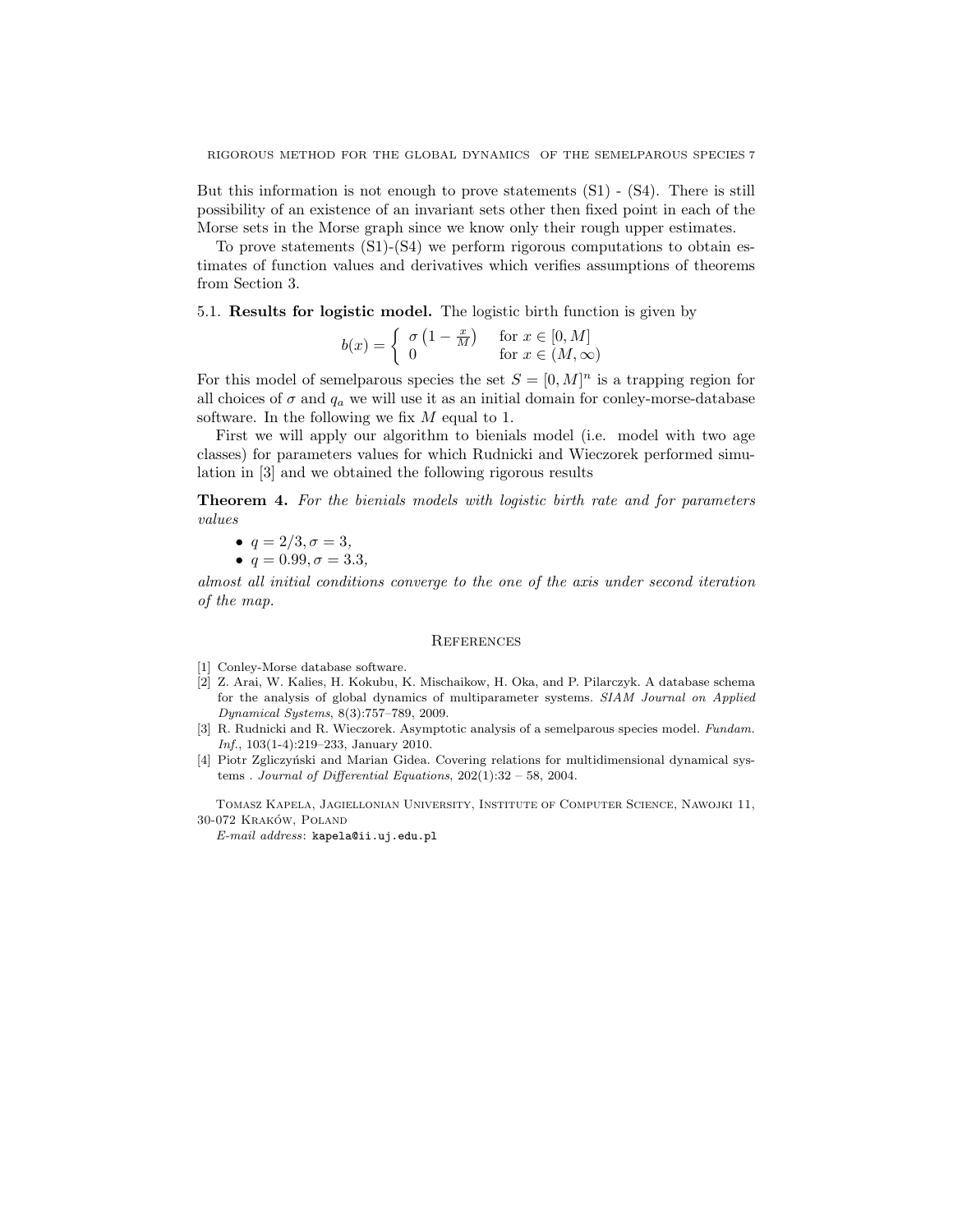But this information is not enough to prove statements (S1) - (S4). There is still possibility of an existence of an invariant sets other then fixed point in each of the Morse sets in the Morse graph since we know only their rough upper estimates.

To prove statements (S1)-(S4) we perform rigorous computations to obtain estimates of function values and derivatives which verifies assumptions of theorems from Section 3.

5.1. **Results for logistic model.** The logistic birth function is given by

$$b(x) = \begin{cases} \sigma\left(1 - \frac{x}{M}\right) & \text{for } x \in [0, M] \\ 0 & \text{for } x \in (M, \infty) \end{cases}$$

For this model of semelparous species the set $S = [0, M]^n$ is a trapping region for all choices of $\sigma$ and $q_a$ we will use it as an initial domain for conley-morse-database software. In the following we fix $M$ equal to 1.

First we will apply our algorithm to bienials model (i.e. model with two age classes) for parameters values for which Rudnicki and Wieczorek performed simulation in [3] and we obtained the following rigorous results

**Theorem 4.** *For the bienials models with logistic birth rate and for parameters values*

- $q = 2/3, \sigma = 3,$
- $q = 0.99, \sigma = 3.3,$

*almost all initial conditions converge to the one of the axis under second iteration of the map.*

## References

[1] Conley-Morse database software.

[2] Z. Arai, W. Kalies, H. Kokubu, K. Mischaikow, H. Oka, and P. Pilarczyk. A database schema for the analysis of global dynamics of multiparameter systems. *SIAM Journal on Applied Dynamical Systems*, 8(3):757–789, 2009.

[3] R. Rudnicki and R. Wieczorek. Asymptotic analysis of a semelparous species model. *Fundam. Inf.*, 103(1-4):219–233, January 2010.

[4] Piotr Zgliczyński and Marian Gidea. Covering relations for multidimensional dynamical systems . *Journal of Differential Equations*, 202(1):32 – 58, 2004.

Tomasz Kapela, Jagiellonian University, Institute of Computer Science, Nawojki 11, 30-072 Kraków, Poland

*E-mail address*: kapela@ii.uj.edu.pl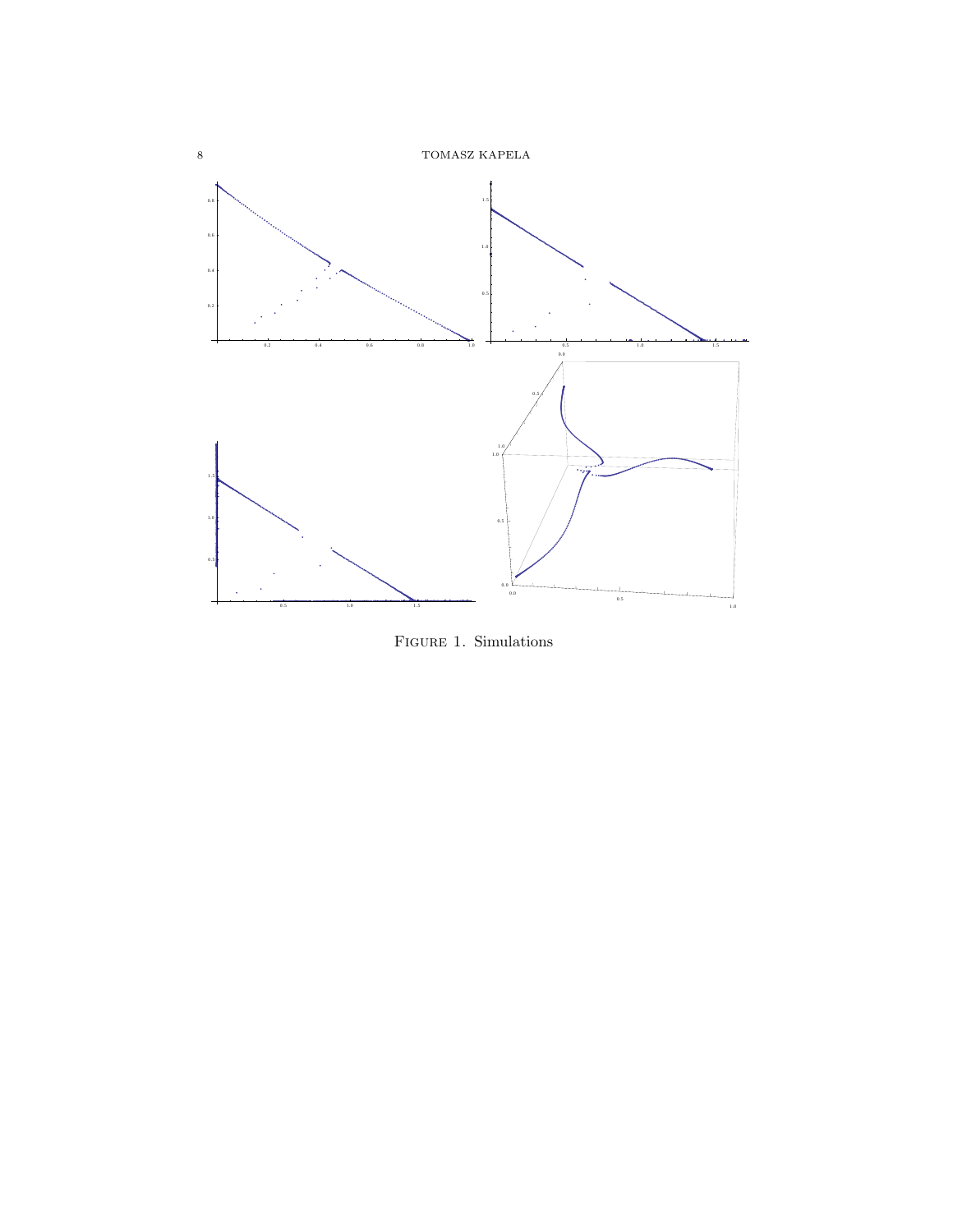Figure 1. Simulations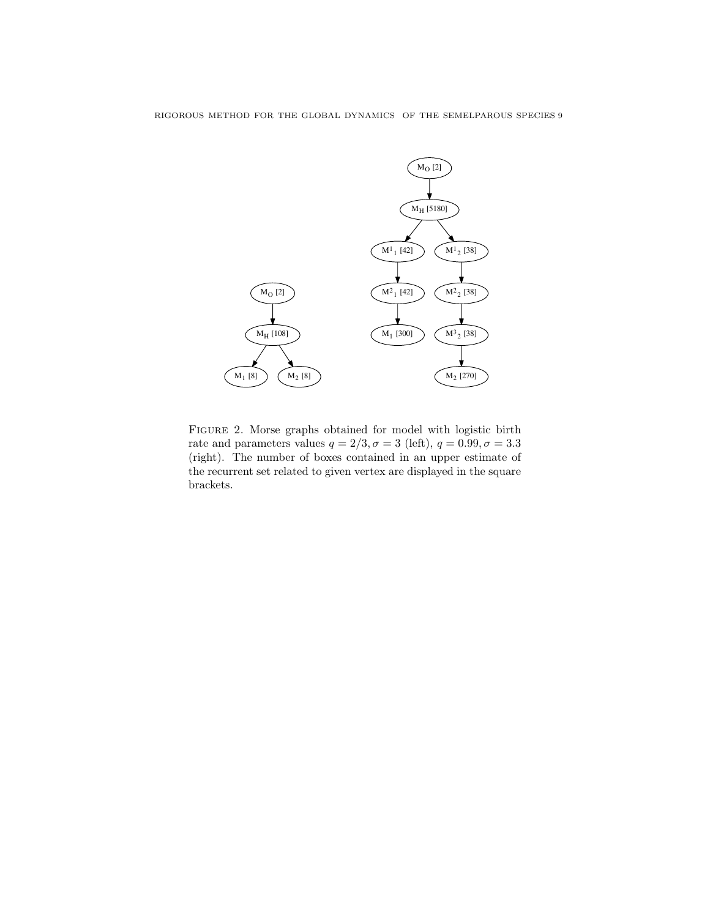Figure 2. Morse graphs obtained for model with logistic birth rate and parameters values $q = 2/3, \sigma = 3$ (left), $q = 0.99, \sigma = 3.3$ (right). The number of boxes contained in an upper estimate of the recurrent set related to given vertex are displayed in the square brackets.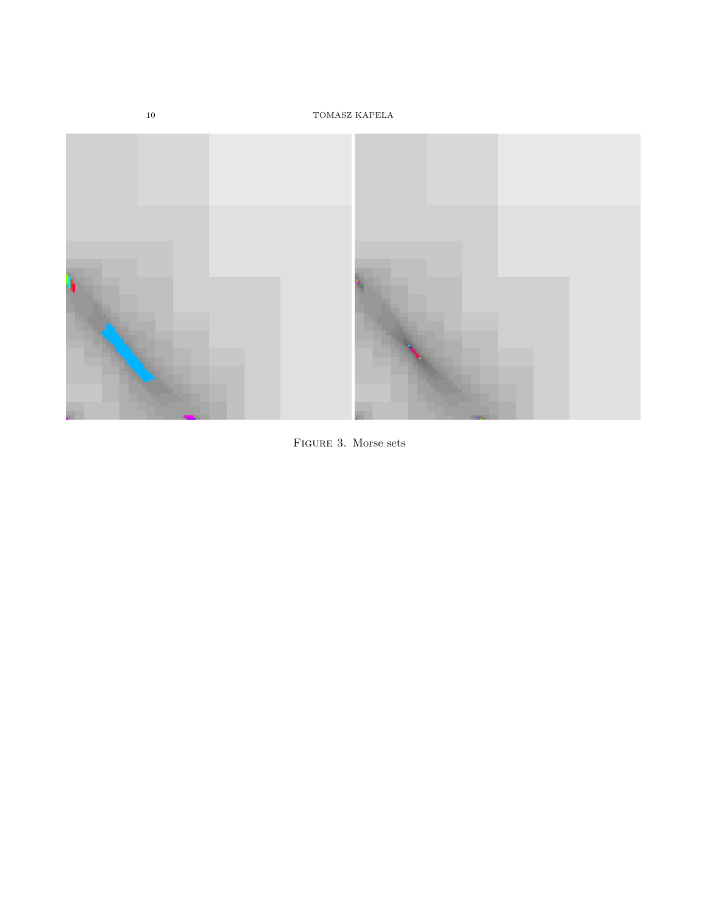Figure 3. Morse sets